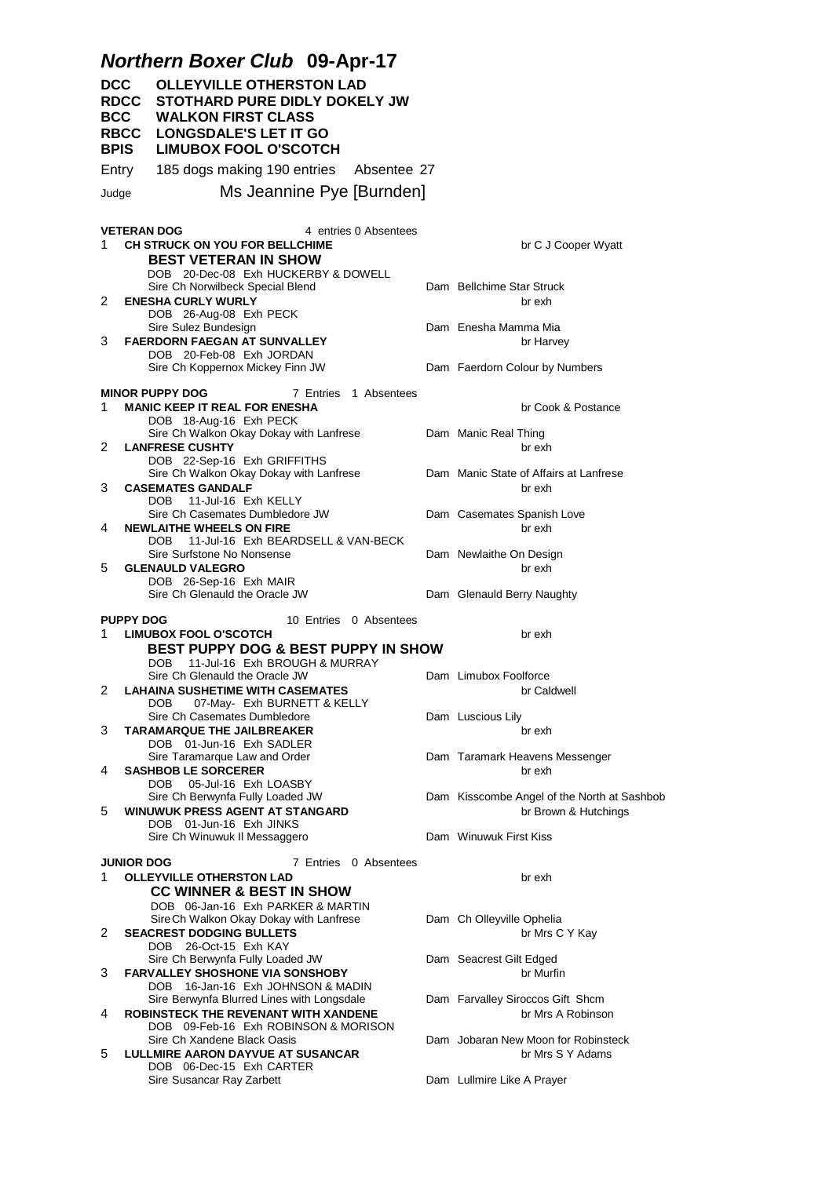# *Northern Boxer Club* 09-Apr-17

**DCC OLLEYVILLE OTHERSTON LAD**
**RDCC STOTHARD PURE DIDLY DOKELY JW**
**BCC WALKON FIRST CLASS**
**RBCC LONGSDALE'S LET IT GO**
**BPIS LIMUBOX FOOL O'SCOTCH**

Entry 185 dogs making 190 entries Absentee 27

Judge Ms Jeannine Pye [Burnden]

**VETERAN DOG** 4 entries 0 Absentees

1 **CH STRUCK ON YOU FOR BELLCHIME** br C J Cooper Wyatt
**BEST VETERAN IN SHOW**
DOB 20-Dec-08 Exh HUCKERBY & DOWELL
Sire Ch Norwilbeck Special Blend Dam Bellchime Star Struck

2 **ENESHA CURLY WURLY** br exh
DOB 26-Aug-08 Exh PECK
Sire Sulez Bundesign Dam Enesha Mamma Mia

3 **FAERDORN FAEGAN AT SUNVALLEY** br Harvey
DOB 20-Feb-08 Exh JORDAN
Sire Ch Koppernox Mickey Finn JW Dam Faerdorn Colour by Numbers

**MINOR PUPPY DOG** 7 Entries 1 Absentees

1 **MANIC KEEP IT REAL FOR ENESHA** br Cook & Postance
DOB 18-Aug-16 Exh PECK
Sire Ch Walkon Okay Dokay with Lanfrese Dam Manic Real Thing

2 **LANFRESE CUSHTY** br exh
DOB 22-Sep-16 Exh GRIFFITHS
Sire Ch Walkon Okay Dokay with Lanfrese Dam Manic State of Affairs at Lanfrese

3 **CASEMATES GANDALF** br exh
DOB 11-Jul-16 Exh KELLY
Sire Ch Casemates Dumbledore JW Dam Casemates Spanish Love

4 **NEWLAITHE WHEELS ON FIRE** br exh
DOB 11-Jul-16 Exh BEARDSELL & VAN-BECK
Sire Surfstone No Nonsense Dam Newlaithe On Design

5 **GLENAULD VALEGRO** br exh
DOB 26-Sep-16 Exh MAIR
Sire Ch Glenauld the Oracle JW Dam Glenauld Berry Naughty

**PUPPY DOG** 10 Entries 0 Absentees

1 **LIMUBOX FOOL O'SCOTCH** br exh
**BEST PUPPY DOG & BEST PUPPY IN SHOW**
DOB 11-Jul-16 Exh BROUGH & MURRAY
Sire Ch Glenauld the Oracle JW Dam Limubox Foolforce

2 **LAHAINA SUSHETIME WITH CASEMATES** br Caldwell
DOB 07-May- Exh BURNETT & KELLY
Sire Ch Casemates Dumbledore Dam Luscious Lily

3 **TARAMARQUE THE JAILBREAKER** br exh
DOB 01-Jun-16 Exh SADLER
Sire Taramarque Law and Order Dam Taramark Heavens Messenger

4 **SASHBOB LE SORCERER** br exh
DOB 05-Jul-16 Exh LOASBY
Sire Ch Berwynfa Fully Loaded JW Dam Kisscombe Angel of the North at Sashbob

5 **WINUWUK PRESS AGENT AT STANGARD** br Brown & Hutchings
DOB 01-Jun-16 Exh JINKS
Sire Ch Winuwuk Il Messaggero Dam Winuwuk First Kiss

**JUNIOR DOG** 7 Entries 0 Absentees

1 **OLLEYVILLE OTHERSTON LAD** br exh
**CC WINNER & BEST IN SHOW**
DOB 06-Jan-16 Exh PARKER & MARTIN
Sire Ch Walkon Okay Dokay with Lanfrese Dam Ch Olleyville Ophelia

2 **SEACREST DODGING BULLETS** br Mrs C Y Kay
DOB 26-Oct-15 Exh KAY
Sire Ch Berwynfa Fully Loaded JW Dam Seacrest Gilt Edged

3 **FARVALLEY SHOSHONE VIA SONSHOBY** br Murfin
DOB 16-Jan-16 Exh JOHNSON & MADIN
Sire Berwynfa Blurred Lines with Longsdale Dam Farvalley Siroccos Gift Shcm

4 **ROBINSTECK THE REVENANT WITH XANDENE** br Mrs A Robinson
DOB 09-Feb-16 Exh ROBINSON & MORISON
Sire Ch Xandene Black Oasis Dam Jobaran New Moon for Robinsteck

5 **LULLMIRE AARON DAYVUE AT SUSANCAR** br Mrs S Y Adams
DOB 06-Dec-15 Exh CARTER
Sire Susancar Ray Zarbett Dam Lullmire Like A Prayer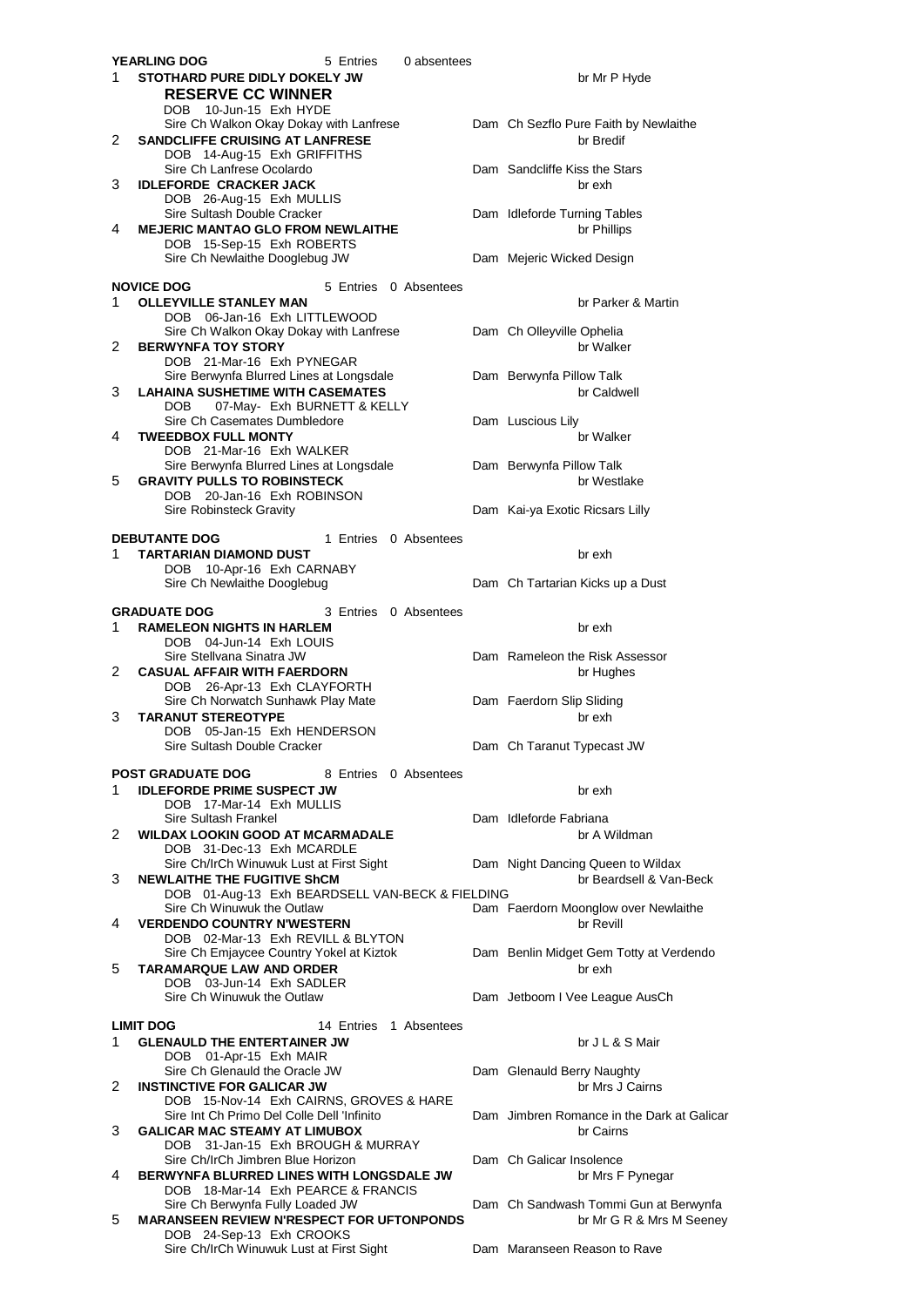**YEARLING DOG** 5 Entries 0 absentees

1 **STOTHARD PURE DIDLY DOKELY JW** br Mr P Hyde
**RESERVE CC WINNER**
DOB 10-Jun-15 Exh HYDE
Sire Ch Walkon Okay Dokay with Lanfrese Dam Ch Sezflo Pure Faith by Newlaithe

2 **SANDCLIFFE CRUISING AT LANFRESE** br Bredif
DOB 14-Aug-15 Exh GRIFFITHS
Sire Ch Lanfrese Ocolardo Dam Sandcliffe Kiss the Stars

3 **IDLEFORDE CRACKER JACK** br exh
DOB 26-Aug-15 Exh MULLIS
Sire Sultash Double Cracker Dam Idleforde Turning Tables

4 **MEJERIC MANTAO GLO FROM NEWLAITHE** br Phillips
DOB 15-Sep-15 Exh ROBERTS
Sire Ch Newlaithe Dooglebug JW Dam Mejeric Wicked Design

**NOVICE DOG** 5 Entries 0 Absentees

1 **OLLEYVILLE STANLEY MAN** br Parker & Martin
DOB 06-Jan-16 Exh LITTLEWOOD
Sire Ch Walkon Okay Dokay with Lanfrese Dam Ch Olleyville Ophelia

2 **BERWYNFA TOY STORY** br Walker
DOB 21-Mar-16 Exh PYNEGAR
Sire Berwynfa Blurred Lines at Longsdale Dam Berwynfa Pillow Talk

3 **LAHAINA SUSHETIME WITH CASEMATES** br Caldwell
DOB 07-May- Exh BURNETT & KELLY
Sire Ch Casemates Dumbledore Dam Luscious Lily

4 **TWEEDBOX FULL MONTY** br Walker
DOB 21-Mar-16 Exh WALKER
Sire Berwynfa Blurred Lines at Longsdale Dam Berwynfa Pillow Talk

5 **GRAVITY PULLS TO ROBINSTECK** br Westlake
DOB 20-Jan-16 Exh ROBINSON
Sire Robinsteck Gravity Dam Kai-ya Exotic Ricsars Lilly

**DEBUTANTE DOG** 1 Entries 0 Absentees

1 **TARTARIAN DIAMOND DUST** br exh
DOB 10-Apr-16 Exh CARNABY
Sire Ch Newlaithe Dooglebug Dam Ch Tartarian Kicks up a Dust

**GRADUATE DOG** 3 Entries 0 Absentees

1 **RAMELEON NIGHTS IN HARLEM** br exh
DOB 04-Jun-14 Exh LOUIS
Sire Stellvana Sinatra JW Dam Rameleon the Risk Assessor

2 **CASUAL AFFAIR WITH FAERDORN** br Hughes
DOB 26-Apr-13 Exh CLAYFORTH
Sire Ch Norwatch Sunhawk Play Mate Dam Faerdorn Slip Sliding

3 **TARANUT STEREOTYPE** br exh
DOB 05-Jan-15 Exh HENDERSON
Sire Sultash Double Cracker Dam Ch Taranut Typecast JW

**POST GRADUATE DOG** 8 Entries 0 Absentees

1 **IDLEFORDE PRIME SUSPECT JW** br exh
DOB 17-Mar-14 Exh MULLIS
Sire Sultash Frankel Dam Idleforde Fabriana

2 **WILDAX LOOKIN GOOD AT MCARMADALE** br A Wildman
DOB 31-Dec-13 Exh MCARDLE
Sire Ch/IrCh Winuwuk Lust at First Sight Dam Night Dancing Queen to Wildax

3 **NEWLAITHE THE FUGITIVE ShCM** br Beardsell & Van-Beck
DOB 01-Aug-13 Exh BEARDSELL VAN-BECK & FIELDING
Sire Ch Winuwuk the Outlaw Dam Faerdorn Moonglow over Newlaithe

4 **VERDENDO COUNTRY N'WESTERN** br Revill
DOB 02-Mar-13 Exh REVILL & BLYTON
Sire Ch Emjaycee Country Yokel at Kiztok Dam Benlin Midget Gem Totty at Verdendo

5 **TARAMARQUE LAW AND ORDER** br exh
DOB 03-Jun-14 Exh SADLER
Sire Ch Winuwuk the Outlaw Dam Jetboom I Vee League AusCh

**LIMIT DOG** 14 Entries 1 Absentees

1 **GLENAULD THE ENTERTAINER JW** br J L & S Mair
DOB 01-Apr-15 Exh MAIR
Sire Ch Glenauld the Oracle JW Dam Glenauld Berry Naughty

2 **INSTINCTIVE FOR GALICAR JW** br Mrs J Cairns
DOB 15-Nov-14 Exh CAIRNS, GROVES & HARE
Sire Int Ch Primo Del Colle Dell 'Infinito Dam Jimbren Romance in the Dark at Galicar

3 **GALICAR MAC STEAMY AT LIMUBOX** br Cairns
DOB 31-Jan-15 Exh BROUGH & MURRAY
Sire Ch/IrCh Jimbren Blue Horizon Dam Ch Galicar Insolence

4 **BERWYNFA BLURRED LINES WITH LONGSDALE JW** br Mrs F Pynegar
DOB 18-Mar-14 Exh PEARCE & FRANCIS
Sire Ch Berwynfa Fully Loaded JW Dam Ch Sandwash Tommi Gun at Berwynfa

5 **MARANSEEN REVIEW N'RESPECT FOR UFTONPONDS** br Mr G R & Mrs M Seeney
DOB 24-Sep-13 Exh CROOKS
Sire Ch/IrCh Winuwuk Lust at First Sight Dam Maranseen Reason to Rave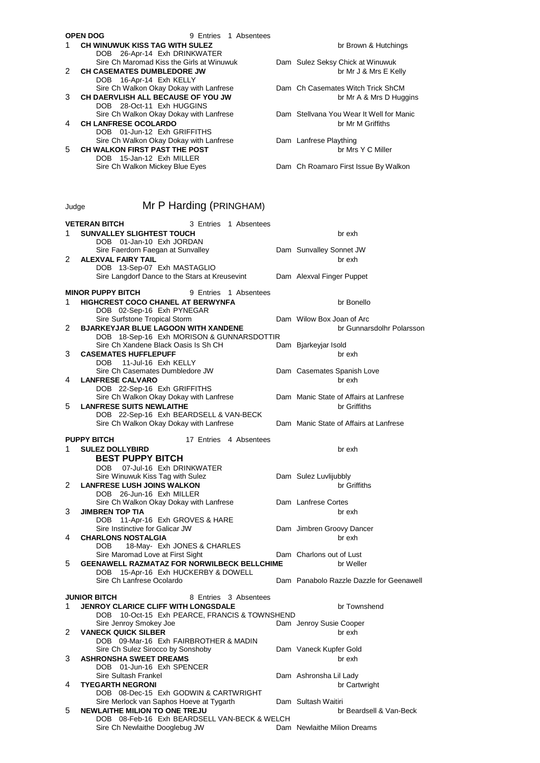**OPEN DOG** 9 Entries 1 Absentees

1 **CH WINUWUK KISS TAG WITH SULEZ** br Brown & Hutchings
DOB 26-Apr-14 Exh DRINKWATER
Sire Ch Maromad Kiss the Girls at Winuwuk Dam Sulez Seksy Chick at Winuwuk

2 **CH CASEMATES DUMBLEDORE JW** br Mr J & Mrs E Kelly
DOB 16-Apr-14 Exh KELLY
Sire Ch Walkon Okay Dokay with Lanfrese Dam Ch Casemates Witch Trick ShCM

3 **CH DAERVLISH ALL BECAUSE OF YOU JW** br Mr A & Mrs D Huggins
DOB 28-Oct-11 Exh HUGGINS
Sire Ch Walkon Okay Dokay with Lanfrese Dam Stellvana You Wear It Well for Manic

4 **CH LANFRESE OCOLARDO** br Mr M Griffiths
DOB 01-Jun-12 Exh GRIFFITHS
Sire Ch Walkon Okay Dokay with Lanfrese Dam Lanfrese Plaything

5 **CH WALKON FIRST PAST THE POST** br Mrs Y C Miller
DOB 15-Jan-12 Exh MILLER
Sire Ch Walkon Mickey Blue Eyes Dam Ch Roamaro First Issue By Walkon

## Judge Mr P Harding (PRINGHAM)

**VETERAN BITCH** 3 Entries 1 Absentees

1 **SUNVALLEY SLIGHTEST TOUCH** br exh
DOB 01-Jan-10 Exh JORDAN
Sire Faerdorn Faegan at Sunvalley Dam Sunvalley Sonnet JW

2 **ALEXVAL FAIRY TAIL** br exh
DOB 13-Sep-07 Exh MASTAGLIO
Sire Langdorf Dance to the Stars at Kreusevint Dam Alexval Finger Puppet

**MINOR PUPPY BITCH** 9 Entries 1 Absentees

1 **HIGHCREST COCO CHANEL AT BERWYNFA** br Bonello
DOB 02-Sep-16 Exh PYNEGAR
Sire Surfstone Tropical Storm Dam Wilow Box Joan of Arc

2 **BJARKEYJAR BLUE LAGOON WITH XANDENE** br Gunnarsdolhr Polarsson
DOB 18-Sep-16 Exh MORISON & GUNNARSDOTTIR
Sire Ch Xandene Black Oasis Is Sh CH Dam Bjarkeyjar Isold

3 **CASEMATES HUFFLEPUFF** br exh
DOB 11-Jul-16 Exh KELLY
Sire Ch Casemates Dumbledore JW Dam Casemates Spanish Love

4 **LANFRESE CALVARO** br exh
DOB 22-Sep-16 Exh GRIFFITHS
Sire Ch Walkon Okay Dokay with Lanfrese Dam Manic State of Affairs at Lanfrese

5 **LANFRESE SUITS NEWLAITHE** br Griffiths
DOB 22-Sep-16 Exh BEARDSELL & VAN-BECK
Sire Ch Walkon Okay Dokay with Lanfrese Dam Manic State of Affairs at Lanfrese

**PUPPY BITCH** 17 Entries 4 Absentees

1 **SULEZ DOLLYBIRD** br exh
**BEST PUPPY BITCH**
DOB 07-Jul-16 Exh DRINKWATER
Sire Winuwuk Kiss Tag with Sulez Dam Sulez Luvlijubbly

2 **LANFRESE LUSH JOINS WALKON** br Griffiths
DOB 26-Jun-16 Exh MILLER
Sire Ch Walkon Okay Dokay with Lanfrese Dam Lanfrese Cortes

3 **JIMBREN TOP TIA** br exh
DOB 11-Apr-16 Exh GROVES & HARE
Sire Instinctive for Galicar JW Dam Jimbren Groovy Dancer

4 **CHARLONS NOSTALGIA** br exh
DOB 18-May- Exh JONES & CHARLES
Sire Maromad Love at First Sight Dam Charlons out of Lust

5 **GEENAWELL RAZMATAZ FOR NORWILBECK BELLCHIME** br Weller
DOB 15-Apr-16 Exh HUCKERBY & DOWELL
Sire Ch Lanfrese Ocolardo Dam Panabolo Razzle Dazzle for Geenawell

**JUNIOR BITCH** 8 Entries 3 Absentees

1 **JENROY CLARICE CLIFF WITH LONGSDALE** br Townshend
DOB 10-Oct-15 Exh PEARCE, FRANCIS & TOWNSHEND
Sire Jenroy Smokey Joe Dam Jenroy Susie Cooper

2 **VANECK QUICK SILBER** br exh
DOB 09-Mar-16 Exh FAIRBROTHER & MADIN
Sire Ch Sulez Sirocco by Sonshoby Dam Vaneck Kupfer Gold

3 **ASHRONSHA SWEET DREAMS** br exh
DOB 01-Jun-16 Exh SPENCER
Sire Sultash Frankel Dam Ashronsha Lil Lady

4 **TYEGARTH NEGRONI** br Cartwright
DOB 08-Dec-15 Exh GODWIN & CARTWRIGHT
Sire Merlock van Saphos Hoeve at Tygarth Dam Sultash Waitiri

5 **NEWLAITHE MILION TO ONE TREJU** br Beardsell & Van-Beck
DOB 08-Feb-16 Exh BEARDSELL VAN-BECK & WELCH
Sire Ch Newlaithe Dooglebug JW Dam Newlaithe Milion Dreams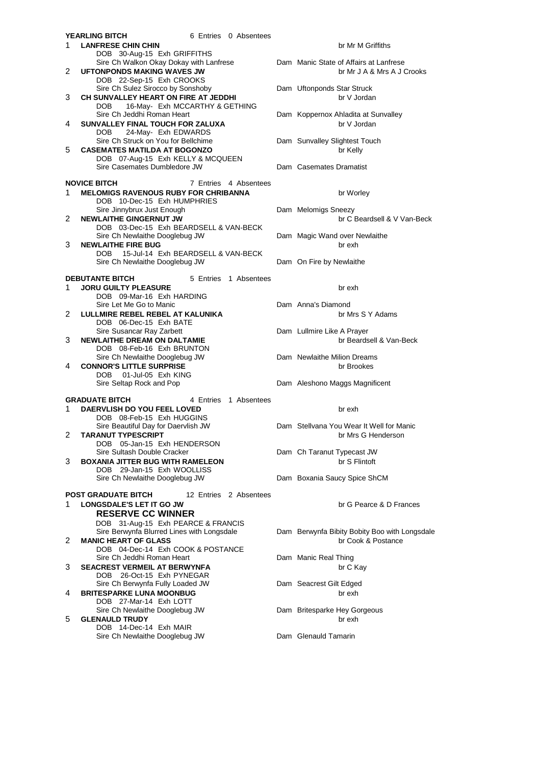**YEARLING BITCH** 6 Entries 0 Absentees

1 **LANFRESE CHIN CHIN** br Mr M Griffiths
DOB 30-Aug-15 Exh GRIFFITHS
Sire Ch Walkon Okay Dokay with Lanfrese Dam Manic State of Affairs at Lanfrese

2 **UFTONPONDS MAKING WAVES JW** br Mr J A & Mrs A J Crooks
DOB 22-Sep-15 Exh CROOKS
Sire Ch Sulez Sirocco by Sonshoby Dam Uftonponds Star Struck

3 **CH SUNVALLEY HEART ON FIRE AT JEDDHI** br V Jordan
DOB 16-May- Exh MCCARTHY & GETHING
Sire Ch Jeddhi Roman Heart Dam Koppernox Ahladita at Sunvalley

4 **SUNVALLEY FINAL TOUCH FOR ZALUXA** br V Jordan
DOB 24-May- Exh EDWARDS
Sire Ch Struck on You for Bellchime Dam Sunvalley Slightest Touch

5 **CASEMATES MATILDA AT BOGONZO** br Kelly
DOB 07-Aug-15 Exh KELLY & MCQUEEN
Sire Casemates Dumbledore JW Dam Casemates Dramatist

**NOVICE BITCH** 7 Entries 4 Absentees

1 **MELOMIGS RAVENOUS RUBY FOR CHRIBANNA** br Worley
DOB 10-Dec-15 Exh HUMPHRIES
Sire Jinnybrux Just Enough Dam Melomigs Sneezy

2 **NEWLAITHE GINGERNUT JW** br C Beardsell & V Van-Beck
DOB 03-Dec-15 Exh BEARDSELL & VAN-BECK
Sire Ch Newlaithe Dooglebug JW Dam Magic Wand over Newlaithe

3 **NEWLAITHE FIRE BUG** br exh
DOB 15-Jul-14 Exh BEARDSELL & VAN-BECK
Sire Ch Newlaithe Dooglebug JW Dam On Fire by Newlaithe

**DEBUTANTE BITCH** 5 Entries 1 Absentees

1 **JORU GUILTY PLEASURE** br exh
DOB 09-Mar-16 Exh HARDING
Sire Let Me Go to Manic Dam Anna's Diamond

2 **LULLMIRE REBEL REBEL AT KALUNIKA** br Mrs S Y Adams
DOB 06-Dec-15 Exh BATE
Sire Susancar Ray Zarbett Dam Lullmire Like A Prayer

3 **NEWLAITHE DREAM ON DALTAMIE** br Beardsell & Van-Beck
DOB 08-Feb-16 Exh BRUNTON
Sire Ch Newlaithe Dooglebug JW Dam Newlaithe Milion Dreams

4 **CONNOR'S LITTLE SURPRISE** br Brookes
DOB 01-Jul-05 Exh KING
Sire Seltap Rock and Pop Dam Aleshono Maggs Magnificent

**GRADUATE BITCH** 4 Entries 1 Absentees

1 **DAERVLISH DO YOU FEEL LOVED** br exh
DOB 08-Feb-15 Exh HUGGINS
Sire Beautiful Day for Daervlish JW Dam Stellvana You Wear It Well for Manic

2 **TARANUT TYPESCRIPT** br Mrs G Henderson
DOB 05-Jan-15 Exh HENDERSON
Sire Sultash Double Cracker Dam Ch Taranut Typecast JW

3 **BOXANIA JITTER BUG WITH RAMELEON** br S Flintoft
DOB 29-Jan-15 Exh WOOLLISS
Sire Ch Newlaithe Dooglebug JW Dam Boxania Saucy Spice ShCM

**POST GRADUATE BITCH** 12 Entries 2 Absentees

1 **LONGSDALE'S LET IT GO JW** br G Pearce & D Frances
**RESERVE CC WINNER**
DOB 31-Aug-15 Exh PEARCE & FRANCIS
Sire Berwynfa Blurred Lines with Longsdale Dam Berwynfa Bibity Bobity Boo with Longsdale

2 **MANIC HEART OF GLASS** br Cook & Postance
DOB 04-Dec-14 Exh COOK & POSTANCE
Sire Ch Jeddhi Roman Heart Dam Manic Real Thing

3 **SEACREST VERMEIL AT BERWYNFA** br C Kay
DOB 26-Oct-15 Exh PYNEGAR
Sire Ch Berwynfa Fully Loaded JW Dam Seacrest Gilt Edged

4 **BRITESPARKE LUNA MOONBUG** br exh
DOB 27-Mar-14 Exh LOTT
Sire Ch Newlaithe Dooglebug JW Dam Britesparke Hey Gorgeous

5 **GLENAULD TRUDY** br exh
DOB 14-Dec-14 Exh MAIR
Sire Ch Newlaithe Dooglebug JW Dam Glenauld Tamarin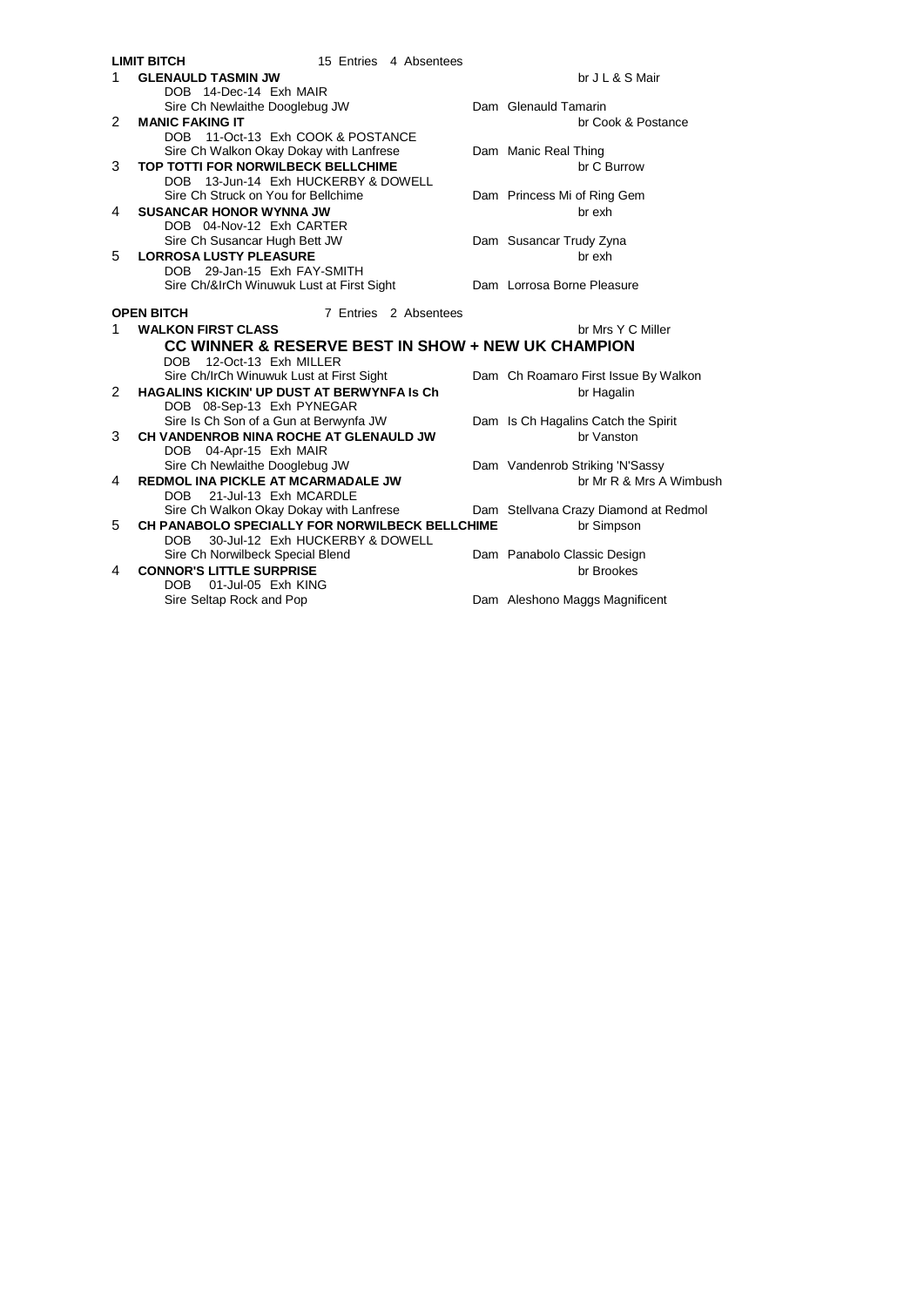**LIMIT BITCH** 15 Entries 4 Absentees

1 **GLENAULD TASMIN JW** br J L & S Mair
DOB 14-Dec-14 Exh MAIR
Sire Ch Newlaithe Dooglebug JW Dam Glenauld Tamarin

2 **MANIC FAKING IT** br Cook & Postance
DOB 11-Oct-13 Exh COOK & POSTANCE
Sire Ch Walkon Okay Dokay with Lanfrese Dam Manic Real Thing

3 **TOP TOTTI FOR NORWILBECK BELLCHIME** br C Burrow
DOB 13-Jun-14 Exh HUCKERBY & DOWELL
Sire Ch Struck on You for Bellchime Dam Princess Mi of Ring Gem

4 **SUSANCAR HONOR WYNNA JW** br exh
DOB 04-Nov-12 Exh CARTER
Sire Ch Susancar Hugh Bett JW Dam Susancar Trudy Zyna

5 **LORROSA LUSTY PLEASURE** br exh
DOB 29-Jan-15 Exh FAY-SMITH
Sire Ch/&IrCh Winuwuk Lust at First Sight Dam Lorrosa Borne Pleasure

**OPEN BITCH** 7 Entries 2 Absentees

1 **WALKON FIRST CLASS** br Mrs Y C Miller

**CC WINNER & RESERVE BEST IN SHOW + NEW UK CHAMPION**

DOB 12-Oct-13 Exh MILLER
Sire Ch/IrCh Winuwuk Lust at First Sight Dam Ch Roamaro First Issue By Walkon

2 **HAGALINS KICKIN' UP DUST AT BERWYNFA Is Ch** br Hagalin
DOB 08-Sep-13 Exh PYNEGAR
Sire Is Ch Son of a Gun at Berwynfa JW Dam Is Ch Hagalins Catch the Spirit

3 **CH VANDENROB NINA ROCHE AT GLENAULD JW** br Vanston
DOB 04-Apr-15 Exh MAIR
Sire Ch Newlaithe Dooglebug JW Dam Vandenrob Striking 'N'Sassy

4 **REDMOL INA PICKLE AT MCARMADALE JW** br Mr R & Mrs A Wimbush
DOB 21-Jul-13 Exh MCARDLE
Sire Ch Walkon Okay Dokay with Lanfrese Dam Stellvana Crazy Diamond at Redmol

5 **CH PANABOLO SPECIALLY FOR NORWILBECK BELLCHIME** br Simpson
DOB 30-Jul-12 Exh HUCKERBY & DOWELL
Sire Ch Norwilbeck Special Blend Dam Panabolo Classic Design

4 **CONNOR'S LITTLE SURPRISE** br Brookes
DOB 01-Jul-05 Exh KING
Sire Seltap Rock and Pop Dam Aleshono Maggs Magnificent